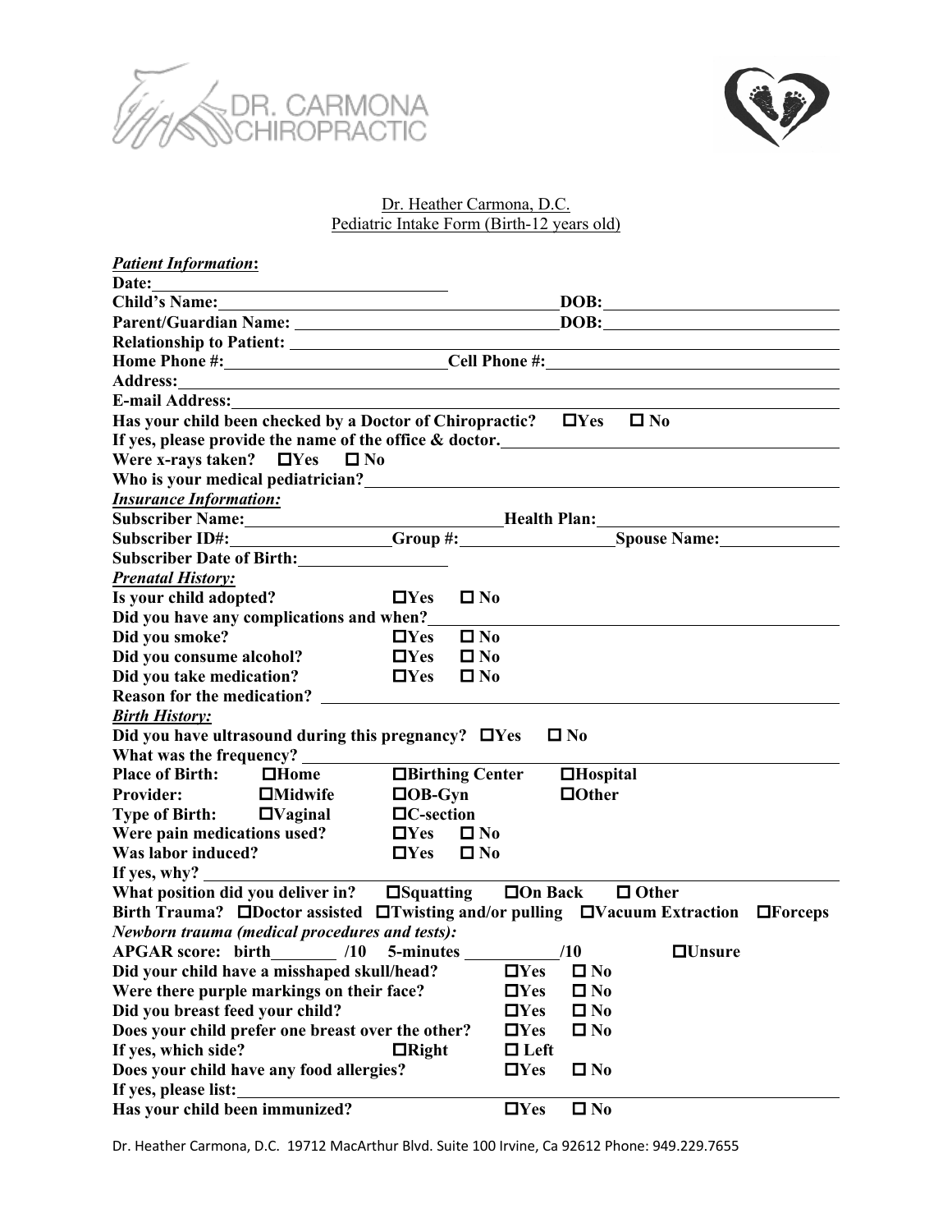DR. CARMONA CHIROPRACTIC

Dr. Heather Carmona, D.C.
Pediatric Intake Form (Birth-12 years old)

***Patient Information*:**

**Date:** ____________________

**Child's Name:** ____________________ **DOB:** ____________________

**Parent/Guardian Name:** ____________________ **DOB:** ____________________

**Relationship to Patient:** ____________________

**Home Phone #:** ____________________ **Cell Phone #:** ____________________

**Address:** ____________________

**E-mail Address:** ____________________

**Has your child been checked by a Doctor of Chiropractic?** ☐ Yes ☐ No

**If yes, please provide the name of the office & doctor.** ____________________

**Were x-rays taken?** ☐ Yes ☐ No

**Who is your medical pediatrician?** ____________________

***Insurance Information:***

**Subscriber Name:** ____________________ **Health Plan:** ____________________

**Subscriber ID#:** ____________________ **Group #:** ____________________ **Spouse Name:** ____________________

**Subscriber Date of Birth:** ____________________

***Prenatal History:***

**Is your child adopted?** ☐ Yes ☐ No

**Did you have any complications and when?** ____________________

**Did you smoke?** ☐ Yes ☐ No

**Did you consume alcohol?** ☐ Yes ☐ No

**Did you take medication?** ☐ Yes ☐ No

**Reason for the medication?** ____________________

***Birth History:***

**Did you have ultrasound during this pregnancy?** ☐ Yes ☐ No

**What was the frequency?** ____________________

**Place of Birth:** ☐ Home ☐ Birthing Center ☐ Hospital

**Provider:** ☐ Midwife ☐ OB-Gyn ☐ Other

**Type of Birth:** ☐ Vaginal ☐ C-section

**Were pain medications used?** ☐ Yes ☐ No

**Was labor induced?** ☐ Yes ☐ No

**If yes, why?** ____________________

**What position did you deliver in?** ☐ Squatting ☐ On Back ☐ Other

**Birth Trauma?** ☐ Doctor assisted ☐ Twisting and/or pulling ☐ Vacuum Extraction ☐ Forceps

***Newborn trauma (medical procedures and tests):***

**APGAR score: birth** ________ **/10 5-minutes** ________ **/10** ☐ Unsure

**Did your child have a misshaped skull/head?** ☐ Yes ☐ No

**Were there purple markings on their face?** ☐ Yes ☐ No

**Did you breast feed your child?** ☐ Yes ☐ No

**Does your child prefer one breast over the other?** ☐ Yes ☐ No

**If yes, which side?** ☐ Right ☐ Left

**Does your child have any food allergies?** ☐ Yes ☐ No

**If yes, please list:** ____________________

**Has your child been immunized?** ☐ Yes ☐ No

Dr. Heather Carmona, D.C. 19712 MacArthur Blvd. Suite 100 Irvine, Ca 92612 Phone: 949.229.7655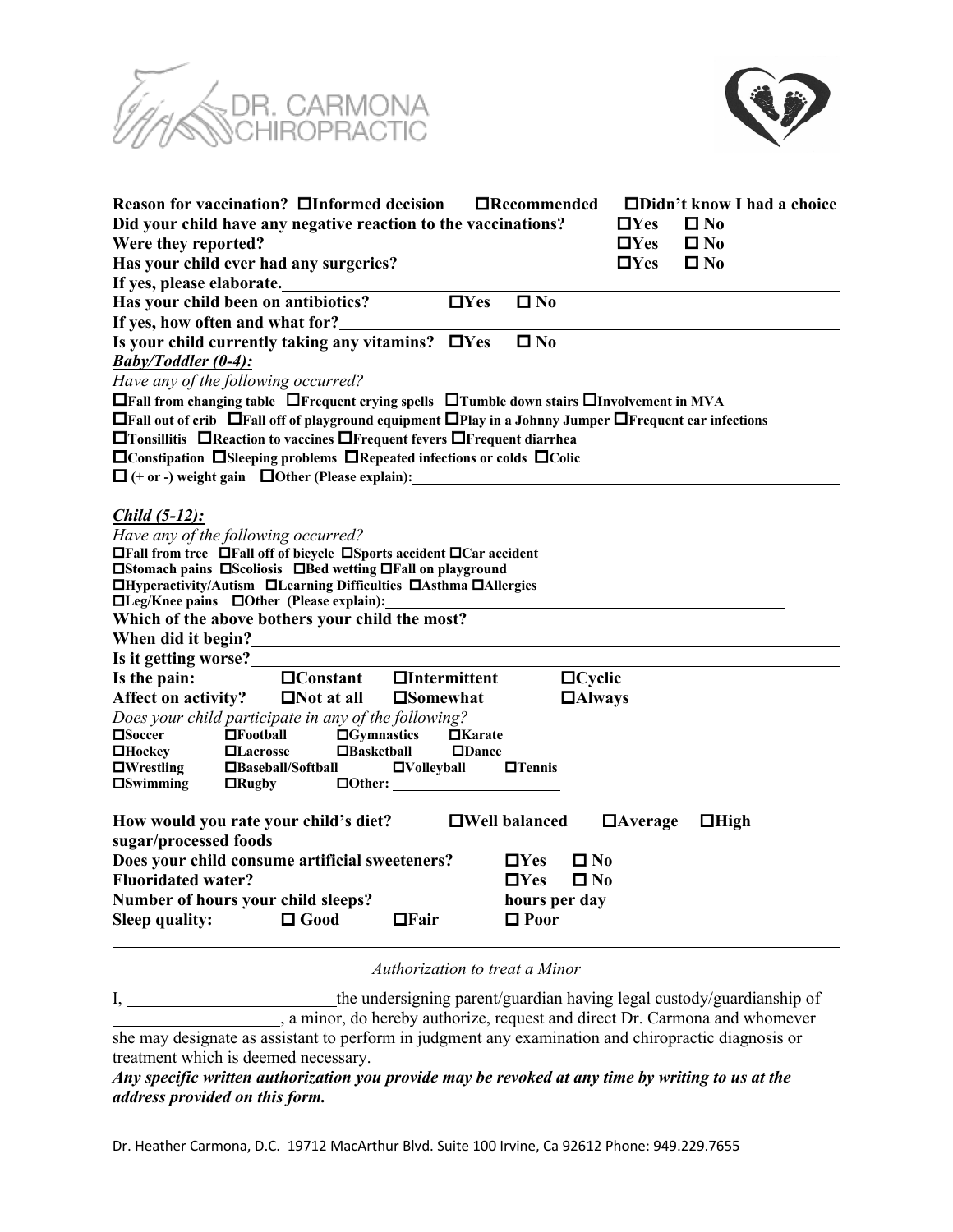DR. CARMONA CHIROPRACTIC

**Reason for vaccination?** ☐**Informed decision** ☐**Recommended** ☐**Didn't know I had a choice**
**Did your child have any negative reaction to the vaccinations?** ☐**Yes** ☐ **No**
**Were they reported?** ☐**Yes** ☐ **No**
**Has your child ever had any surgeries?** ☐**Yes** ☐ **No**
**If yes, please elaborate.**\_\_\_\_\_\_\_\_\_\_\_\_\_\_\_\_\_\_\_\_\_\_\_\_\_\_\_\_\_\_\_\_\_\_\_\_\_\_\_\_
**Has your child been on antibiotics?** ☐**Yes** ☐ **No**
**If yes, how often and what for?**\_\_\_\_\_\_\_\_\_\_\_\_\_\_\_\_\_\_\_\_\_\_\_\_\_\_\_\_\_\_\_\_\_\_\_\_\_\_\_\_
**Is your child currently taking any vitamins?** ☐**Yes** ☐ **No**

***Baby/Toddler (0-4):***

*Have any of the following occurred?*

☐**Fall from changing table** ☐**Frequent crying spells** ☐**Tumble down stairs** ☐**Involvement in MVA**
☐**Fall out of crib** ☐**Fall off of playground equipment** ☐**Play in a Johnny Jumper** ☐**Frequent ear infections**
☐**Tonsillitis** ☐**Reaction to vaccines** ☐**Frequent fevers** ☐**Frequent diarrhea**
☐**Constipation** ☐**Sleeping problems** ☐**Repeated infections or colds** ☐**Colic**
☐ **(+ or -) weight gain** ☐**Other (Please explain):**\_\_\_\_\_\_\_\_\_\_\_\_\_\_\_\_\_\_\_\_\_\_\_\_\_\_\_\_\_\_\_\_\_\_\_\_\_\_\_\_

***Child (5-12):***

*Have any of the following occurred?*

☐**Fall from tree** ☐**Fall off of bicycle** ☐**Sports accident** ☐**Car accident**
☐**Stomach pains** ☐**Scoliosis** ☐**Bed wetting** ☐**Fall on playground**
☐**Hyperactivity/Autism** ☐**Learning Difficulties** ☐**Asthma** ☐**Allergies**
☐**Leg/Knee pains** ☐**Other (Please explain):**\_\_\_\_\_\_\_\_\_\_\_\_\_\_\_\_\_\_\_\_\_\_\_\_\_\_\_\_\_\_\_\_\_\_\_\_\_\_\_\_

**Which of the above bothers your child the most?**\_\_\_\_\_\_\_\_\_\_\_\_\_\_\_\_\_\_\_\_\_\_\_\_\_\_\_\_\_\_\_\_\_\_\_\_\_\_\_\_
**When did it begin?**\_\_\_\_\_\_\_\_\_\_\_\_\_\_\_\_\_\_\_\_\_\_\_\_\_\_\_\_\_\_\_\_\_\_\_\_\_\_\_\_
**Is it getting worse?**\_\_\_\_\_\_\_\_\_\_\_\_\_\_\_\_\_\_\_\_\_\_\_\_\_\_\_\_\_\_\_\_\_\_\_\_\_\_\_\_
**Is the pain:** ☐**Constant** ☐**Intermittent** ☐**Cyclic**
**Affect on activity?** ☐**Not at all** ☐**Somewhat** ☐**Always**

*Does your child participate in any of the following?*

☐**Soccer** ☐**Football** ☐**Gymnastics** ☐**Karate**
☐**Hockey** ☐**Lacrosse** ☐**Basketball** ☐**Dance**
☐**Wrestling** ☐**Baseball/Softball** ☐**Volleyball** ☐**Tennis**
☐**Swimming** ☐**Rugby** ☐**Other:** \_\_\_\_\_\_\_\_\_\_\_\_\_\_\_\_\_\_\_\_

**How would you rate your child's diet?** ☐**Well balanced** ☐**Average** ☐**High sugar/processed foods**
**Does your child consume artificial sweeteners?** ☐**Yes** ☐ **No**
**Fluoridated water?** ☐**Yes** ☐ **No**
**Number of hours your child sleeps?** \_\_\_\_\_\_\_\_\_\_\_\_**hours per day**
**Sleep quality:** ☐ **Good** ☐**Fair** ☐ **Poor**

---

*Authorization to treat a Minor*

I, \_\_\_\_\_\_\_\_\_\_\_\_\_\_\_\_\_\_\_\_\_\_\_\_the undersigning parent/guardian having legal custody/guardianship of \_\_\_\_\_\_\_\_\_\_\_\_\_\_\_\_\_\_\_\_, a minor, do hereby authorize, request and direct Dr. Carmona and whomever she may designate as assistant to perform in judgment any examination and chiropractic diagnosis or treatment which is deemed necessary.

***Any specific written authorization you provide may be revoked at any time by writing to us at the address provided on this form.***

Dr. Heather Carmona, D.C. 19712 MacArthur Blvd. Suite 100 Irvine, Ca 92612 Phone: 949.229.7655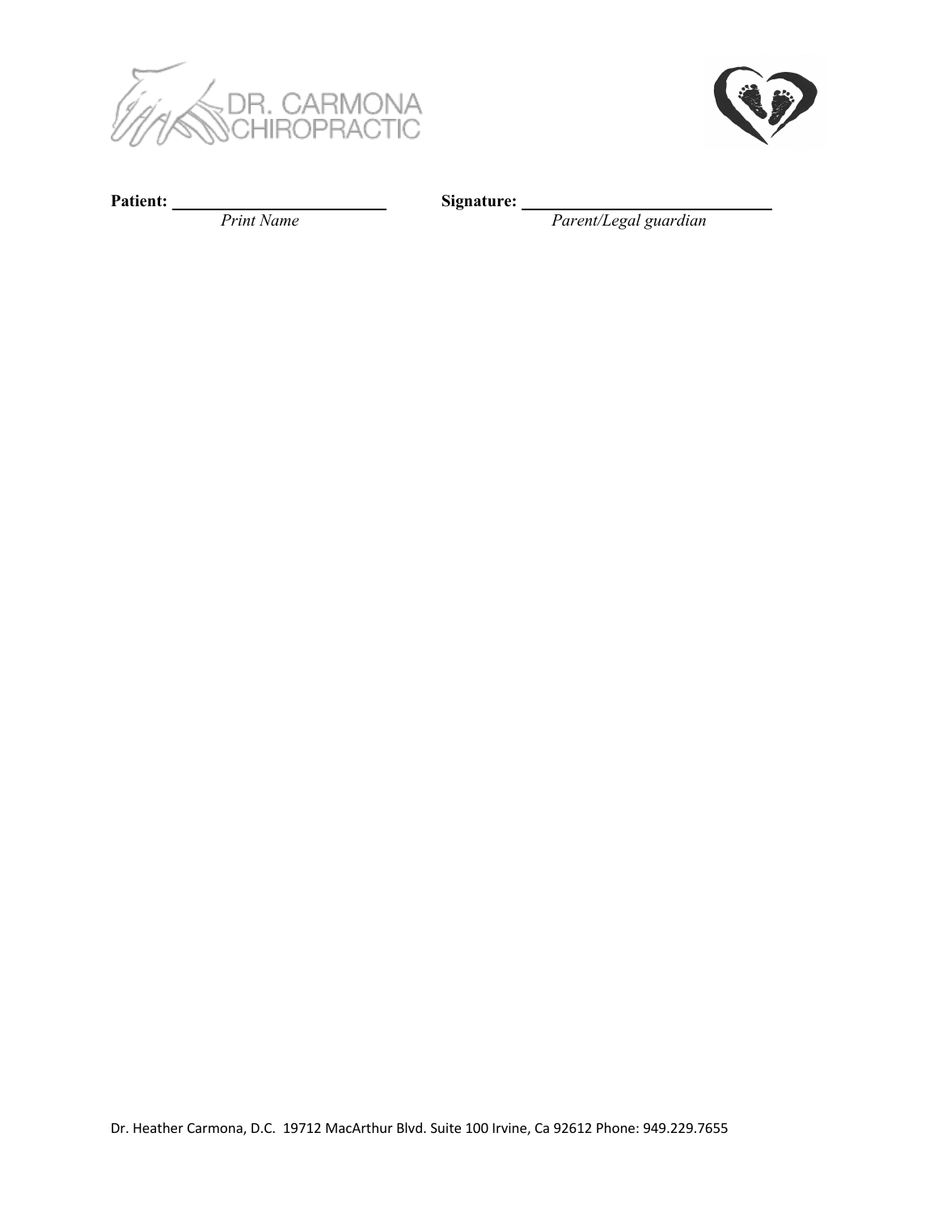**Patient:** ______________________ **Signature:** __________________________

*Print Name* *Parent/Legal guardian*